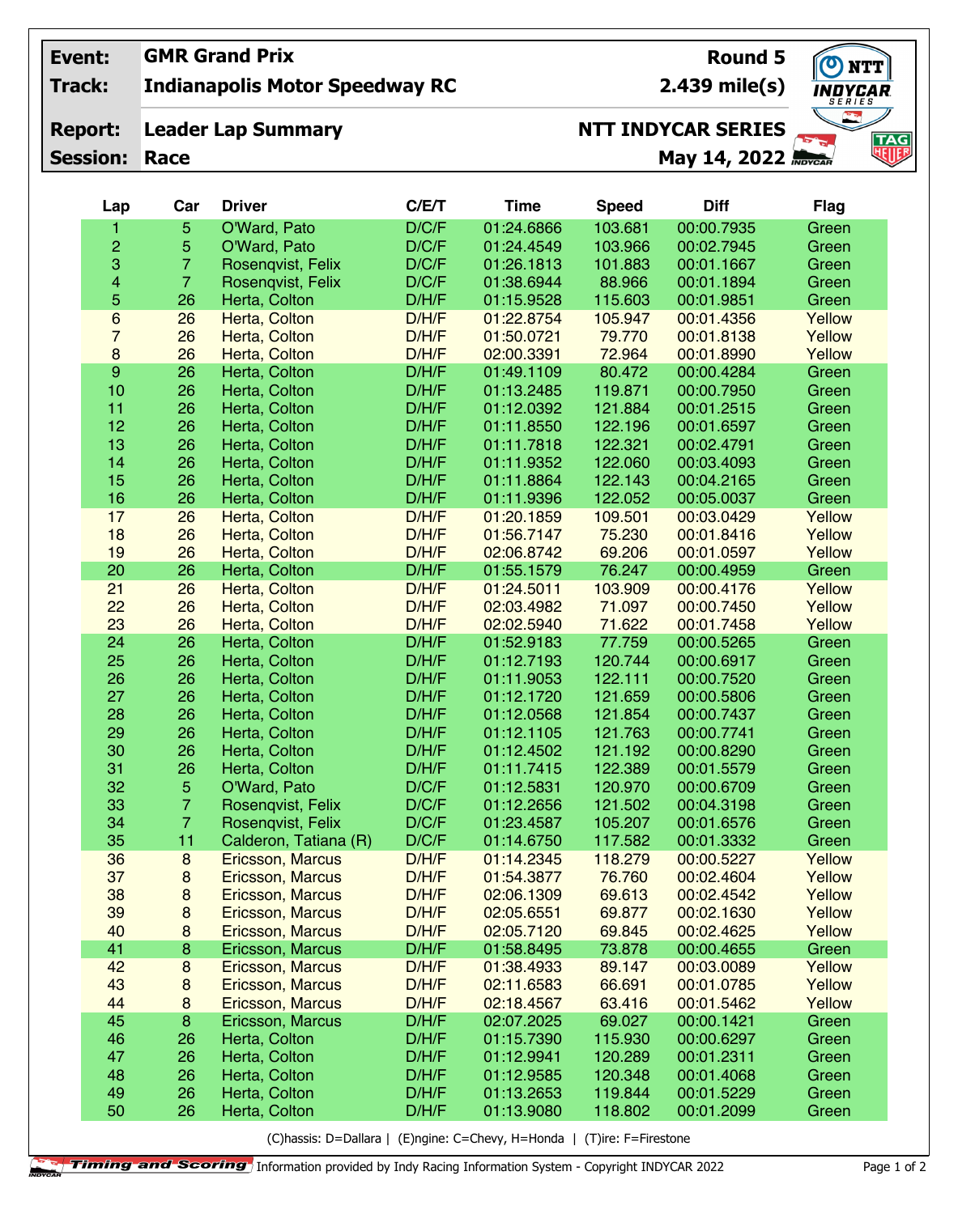| Event: | GMR Grand Prix | Round 5 |
|---|---|---|
| Track: | Indianapolis Motor Speedway RC | 2.439 mile(s) |
| Report: | Leader Lap Summary | NTT INDYCAR SERIES |
| Session: | Race | May 14, 2022 |

| Lap | Car | Driver | C/E/T | Time | Speed | Diff | Flag |
|---|---|---|---|---|---|---|---|
| 1 | 5 | O'Ward, Pato | D/C/F | 01:24.6866 | 103.681 | 00:00.7935 | Green |
| 2 | 5 | O'Ward, Pato | D/C/F | 01:24.4549 | 103.966 | 00:02.7945 | Green |
| 3 | 7 | Rosenqvist, Felix | D/C/F | 01:26.1813 | 101.883 | 00:01.1667 | Green |
| 4 | 7 | Rosenqvist, Felix | D/C/F | 01:38.6944 | 88.966 | 00:01.1894 | Green |
| 5 | 26 | Herta, Colton | D/H/F | 01:15.9528 | 115.603 | 00:01.9851 | Green |
| 6 | 26 | Herta, Colton | D/H/F | 01:22.8754 | 105.947 | 00:01.4356 | Yellow |
| 7 | 26 | Herta, Colton | D/H/F | 01:50.0721 | 79.770 | 00:01.8138 | Yellow |
| 8 | 26 | Herta, Colton | D/H/F | 02:00.3391 | 72.964 | 00:01.8990 | Yellow |
| 9 | 26 | Herta, Colton | D/H/F | 01:49.1109 | 80.472 | 00:00.4284 | Green |
| 10 | 26 | Herta, Colton | D/H/F | 01:13.2485 | 119.871 | 00:00.7950 | Green |
| 11 | 26 | Herta, Colton | D/H/F | 01:12.0392 | 121.884 | 00:01.2515 | Green |
| 12 | 26 | Herta, Colton | D/H/F | 01:11.8550 | 122.196 | 00:01.6597 | Green |
| 13 | 26 | Herta, Colton | D/H/F | 01:11.7818 | 122.321 | 00:02.4791 | Green |
| 14 | 26 | Herta, Colton | D/H/F | 01:11.9352 | 122.060 | 00:03.4093 | Green |
| 15 | 26 | Herta, Colton | D/H/F | 01:11.8864 | 122.143 | 00:04.2165 | Green |
| 16 | 26 | Herta, Colton | D/H/F | 01:11.9396 | 122.052 | 00:05.0037 | Green |
| 17 | 26 | Herta, Colton | D/H/F | 01:20.1859 | 109.501 | 00:03.0429 | Yellow |
| 18 | 26 | Herta, Colton | D/H/F | 01:56.7147 | 75.230 | 00:01.8416 | Yellow |
| 19 | 26 | Herta, Colton | D/H/F | 02:06.8742 | 69.206 | 00:01.0597 | Yellow |
| 20 | 26 | Herta, Colton | D/H/F | 01:55.1579 | 76.247 | 00:00.4959 | Green |
| 21 | 26 | Herta, Colton | D/H/F | 01:24.5011 | 103.909 | 00:00.4176 | Yellow |
| 22 | 26 | Herta, Colton | D/H/F | 02:03.4982 | 71.097 | 00:00.7450 | Yellow |
| 23 | 26 | Herta, Colton | D/H/F | 02:02.5940 | 71.622 | 00:01.7458 | Yellow |
| 24 | 26 | Herta, Colton | D/H/F | 01:52.9183 | 77.759 | 00:00.5265 | Green |
| 25 | 26 | Herta, Colton | D/H/F | 01:12.7193 | 120.744 | 00:00.6917 | Green |
| 26 | 26 | Herta, Colton | D/H/F | 01:11.9053 | 122.111 | 00:00.7520 | Green |
| 27 | 26 | Herta, Colton | D/H/F | 01:12.1720 | 121.659 | 00:00.5806 | Green |
| 28 | 26 | Herta, Colton | D/H/F | 01:12.0568 | 121.854 | 00:00.7437 | Green |
| 29 | 26 | Herta, Colton | D/H/F | 01:12.1105 | 121.763 | 00:00.7741 | Green |
| 30 | 26 | Herta, Colton | D/H/F | 01:12.4502 | 121.192 | 00:00.8290 | Green |
| 31 | 26 | Herta, Colton | D/H/F | 01:11.7415 | 122.389 | 00:01.5579 | Green |
| 32 | 5 | O'Ward, Pato | D/C/F | 01:12.5831 | 120.970 | 00:00.6709 | Green |
| 33 | 7 | Rosenqvist, Felix | D/C/F | 01:12.2656 | 121.502 | 00:04.3198 | Green |
| 34 | 7 | Rosenqvist, Felix | D/C/F | 01:23.4587 | 105.207 | 00:01.6576 | Green |
| 35 | 11 | Calderon, Tatiana (R) | D/C/F | 01:14.6750 | 117.582 | 00:01.3332 | Green |
| 36 | 8 | Ericsson, Marcus | D/H/F | 01:14.2345 | 118.279 | 00:00.5227 | Yellow |
| 37 | 8 | Ericsson, Marcus | D/H/F | 01:54.3877 | 76.760 | 00:02.4604 | Yellow |
| 38 | 8 | Ericsson, Marcus | D/H/F | 02:06.1309 | 69.613 | 00:02.4542 | Yellow |
| 39 | 8 | Ericsson, Marcus | D/H/F | 02:05.6551 | 69.877 | 00:02.1630 | Yellow |
| 40 | 8 | Ericsson, Marcus | D/H/F | 02:05.7120 | 69.845 | 00:02.4625 | Yellow |
| 41 | 8 | Ericsson, Marcus | D/H/F | 01:58.8495 | 73.878 | 00:00.4655 | Green |
| 42 | 8 | Ericsson, Marcus | D/H/F | 01:38.4933 | 89.147 | 00:03.0089 | Yellow |
| 43 | 8 | Ericsson, Marcus | D/H/F | 02:11.6583 | 66.691 | 00:01.0785 | Yellow |
| 44 | 8 | Ericsson, Marcus | D/H/F | 02:18.4567 | 63.416 | 00:01.5462 | Yellow |
| 45 | 8 | Ericsson, Marcus | D/H/F | 02:07.2025 | 69.027 | 00:00.1421 | Green |
| 46 | 26 | Herta, Colton | D/H/F | 01:15.7390 | 115.930 | 00:00.6297 | Green |
| 47 | 26 | Herta, Colton | D/H/F | 01:12.9941 | 120.289 | 00:01.2311 | Green |
| 48 | 26 | Herta, Colton | D/H/F | 01:12.9585 | 120.348 | 00:01.4068 | Green |
| 49 | 26 | Herta, Colton | D/H/F | 01:13.2653 | 119.844 | 00:01.5229 | Green |
| 50 | 26 | Herta, Colton | D/H/F | 01:13.9080 | 118.802 | 00:01.2099 | Green |

(C)hassis: D=Dallara | (E)ngine: C=Chevy, H=Honda | (T)ire: F=Firestone

Timing and Scoring Information provided by Indy Racing Information System - Copyright INDYCAR 2022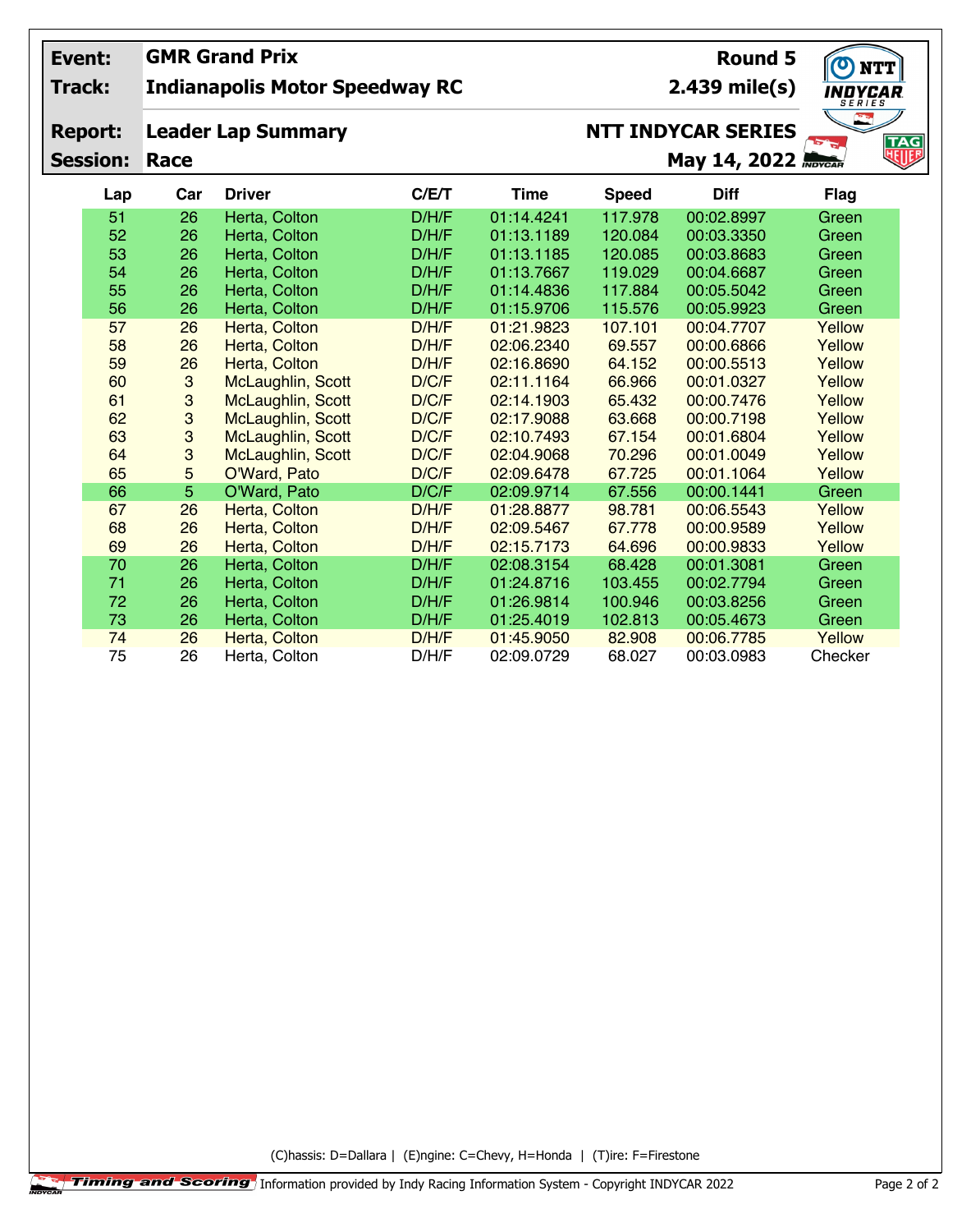| | | | |
|---|---|---|---|
| **Event:** | **GMR Grand Prix** | **Round 5** | |
| **Track:** | **Indianapolis Motor Speedway RC** | **2.439 mile(s)** | |
| **Report:** | **Leader Lap Summary** | **NTT INDYCAR SERIES** | |
| **Session:** | **Race** | **May 14, 2022** | |

| Lap | Car | Driver | C/E/T | Time | Speed | Diff | Flag |
|---|---|---|---|---|---|---|---|
| 51 | 26 | Herta, Colton | D/H/F | 01:14.4241 | 117.978 | 00:02.8997 | Green |
| 52 | 26 | Herta, Colton | D/H/F | 01:13.1189 | 120.084 | 00:03.3350 | Green |
| 53 | 26 | Herta, Colton | D/H/F | 01:13.1185 | 120.085 | 00:03.8683 | Green |
| 54 | 26 | Herta, Colton | D/H/F | 01:13.7667 | 119.029 | 00:04.6687 | Green |
| 55 | 26 | Herta, Colton | D/H/F | 01:14.4836 | 117.884 | 00:05.5042 | Green |
| 56 | 26 | Herta, Colton | D/H/F | 01:15.9706 | 115.576 | 00:05.9923 | Green |
| 57 | 26 | Herta, Colton | D/H/F | 01:21.9823 | 107.101 | 00:04.7707 | Yellow |
| 58 | 26 | Herta, Colton | D/H/F | 02:06.2340 | 69.557 | 00:00.6866 | Yellow |
| 59 | 26 | Herta, Colton | D/H/F | 02:16.8690 | 64.152 | 00:00.5513 | Yellow |
| 60 | 3 | McLaughlin, Scott | D/C/F | 02:11.1164 | 66.966 | 00:01.0327 | Yellow |
| 61 | 3 | McLaughlin, Scott | D/C/F | 02:14.1903 | 65.432 | 00:00.7476 | Yellow |
| 62 | 3 | McLaughlin, Scott | D/C/F | 02:17.9088 | 63.668 | 00:00.7198 | Yellow |
| 63 | 3 | McLaughlin, Scott | D/C/F | 02:10.7493 | 67.154 | 00:01.6804 | Yellow |
| 64 | 3 | McLaughlin, Scott | D/C/F | 02:04.9068 | 70.296 | 00:01.0049 | Yellow |
| 65 | 5 | O'Ward, Pato | D/C/F | 02:09.6478 | 67.725 | 00:01.1064 | Yellow |
| 66 | 5 | O'Ward, Pato | D/C/F | 02:09.9714 | 67.556 | 00:00.1441 | Green |
| 67 | 26 | Herta, Colton | D/H/F | 01:28.8877 | 98.781 | 00:06.5543 | Yellow |
| 68 | 26 | Herta, Colton | D/H/F | 02:09.5467 | 67.778 | 00:00.9589 | Yellow |
| 69 | 26 | Herta, Colton | D/H/F | 02:15.7173 | 64.696 | 00:00.9833 | Yellow |
| 70 | 26 | Herta, Colton | D/H/F | 02:08.3154 | 68.428 | 00:01.3081 | Green |
| 71 | 26 | Herta, Colton | D/H/F | 01:24.8716 | 103.455 | 00:02.7794 | Green |
| 72 | 26 | Herta, Colton | D/H/F | 01:26.9814 | 100.946 | 00:03.8256 | Green |
| 73 | 26 | Herta, Colton | D/H/F | 01:25.4019 | 102.813 | 00:05.4673 | Green |
| 74 | 26 | Herta, Colton | D/H/F | 01:45.9050 | 82.908 | 00:06.7785 | Yellow |
| 75 | 26 | Herta, Colton | D/H/F | 02:09.0729 | 68.027 | 00:03.0983 | Checker |

(C)hassis: D=Dallara | (E)ngine: C=Chevy, H=Honda | (T)ire: F=Firestone

Timing and Scoring Information provided by Indy Racing Information System - Copyright INDYCAR 2022